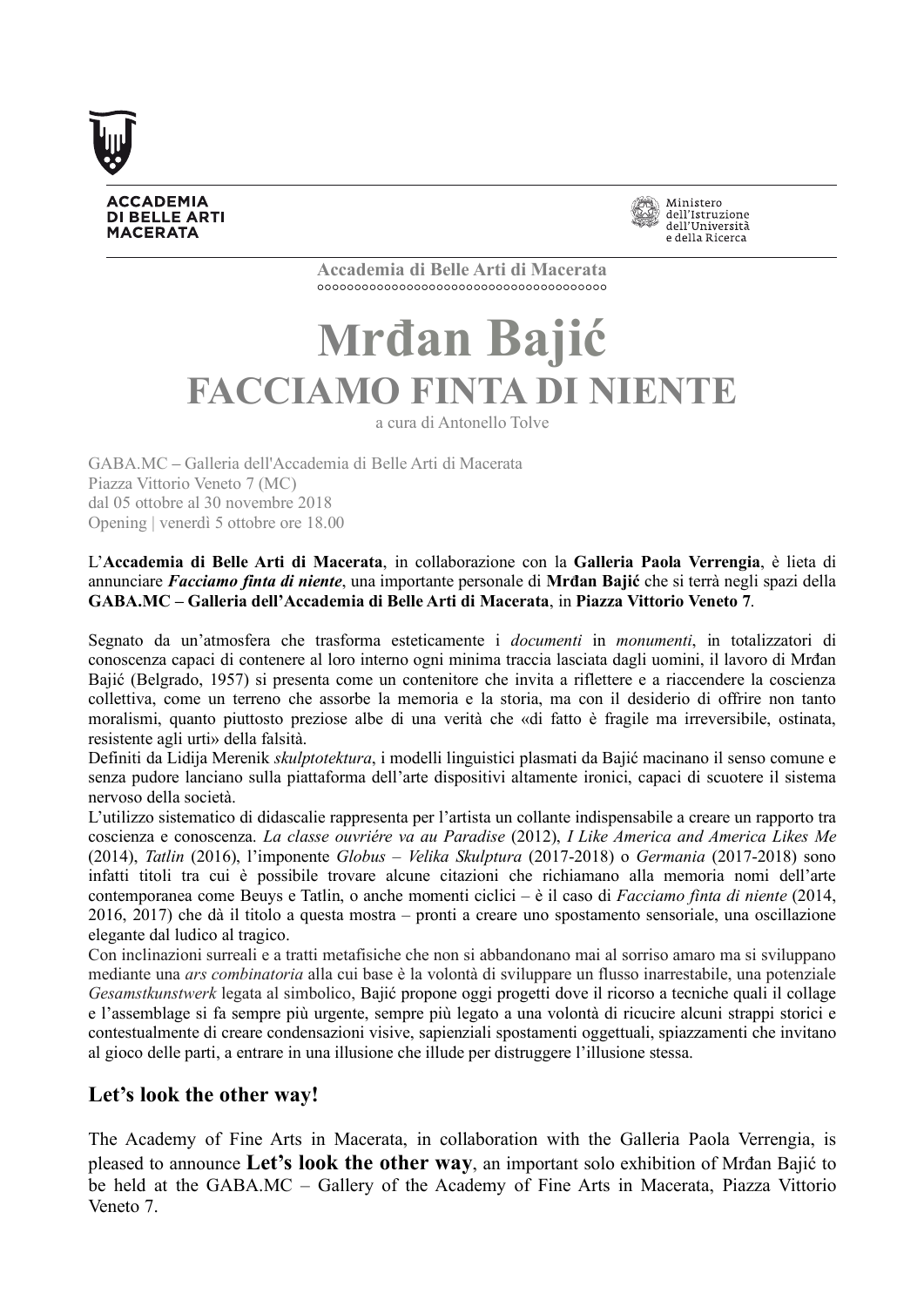**ACCADEMIA DI BELLE ARTI MACERATA**

Ministero dell'Istruzione dell'Università e della Ricerca

**Accademia di Belle Arti di Macerata**

# Mrđan Bajić

## FACCIAMO FINTA DI NIENTE

a cura di Antonello Tolve

GABA.MC – Galleria dell'Accademia di Belle Arti di Macerata
Piazza Vittorio Veneto 7 (MC)
dal 05 ottobre al 30 novembre 2018
Opening | venerdì 5 ottobre ore 18.00

L'**Accademia di Belle Arti di Macerata**, in collaborazione con la **Galleria Paola Verrengia**, è lieta di annunciare ***Facciamo finta di niente***, una importante personale di **Mrđan Bajić** che si terrà negli spazi della **GABA.MC – Galleria dell'Accademia di Belle Arti di Macerata**, in **Piazza Vittorio Veneto 7**.

Segnato da un'atmosfera che trasforma esteticamente i *documenti* in *monumenti*, in totalizzatori di conoscenza capaci di contenere al loro interno ogni minima traccia lasciata dagli uomini, il lavoro di Mrđan Bajić (Belgrado, 1957) si presenta come un contenitore che invita a riflettere e a riaccendere la coscienza collettiva, come un terreno che assorbe la memoria e la storia, ma con il desiderio di offrire non tanto moralismi, quanto piuttosto preziose albe di una verità che «di fatto è fragile ma irreversibile, ostinata, resistente agli urti» della falsità.
Definiti da Lidija Merenik *skulptotektura*, i modelli linguistici plasmati da Bajić macinano il senso comune e senza pudore lanciano sulla piattaforma dell'arte dispositivi altamente ironici, capaci di scuotere il sistema nervoso della società.
L'utilizzo sistematico di didascalie rappresenta per l'artista un collante indispensabile a creare un rapporto tra coscienza e conoscenza. *La classe ouvriére va au Paradise* (2012), *I Like America and America Likes Me* (2014), *Tatlin* (2016), l'imponente *Globus – Velika Skulptura* (2017-2018) o *Germania* (2017-2018) sono infatti titoli tra cui è possibile trovare alcune citazioni che richiamano alla memoria nomi dell'arte contemporanea come Beuys e Tatlin, o anche momenti ciclici – è il caso di *Facciamo finta di niente* (2014, 2016, 2017) che dà il titolo a questa mostra – pronti a creare uno spostamento sensoriale, una oscillazione elegante dal ludico al tragico.
Con inclinazioni surreali e a tratti metafisiche che non si abbandonano mai al sorriso amaro ma si sviluppano mediante una *ars combinatoria* alla cui base è la volontà di sviluppare un flusso inarrestabile, una potenziale *Gesamstkunstwerk* legata al simbolico, Bajić propone oggi progetti dove il ricorso a tecniche quali il collage e l'assemblage si fa sempre più urgente, sempre più legato a una volontà di ricucire alcuni strappi storici e contestualmente di creare condensazioni visive, sapienziali spostamenti oggettuali, spiazzamenti che invitano al gioco delle parti, a entrare in una illusione che illude per distruggere l'illusione stessa.

### Let's look the other way!

The Academy of Fine Arts in Macerata, in collaboration with the Galleria Paola Verrengia, is pleased to announce **Let's look the other way**, an important solo exhibition of Mrđan Bajić to be held at the GABA.MC – Gallery of the Academy of Fine Arts in Macerata, Piazza Vittorio Veneto 7.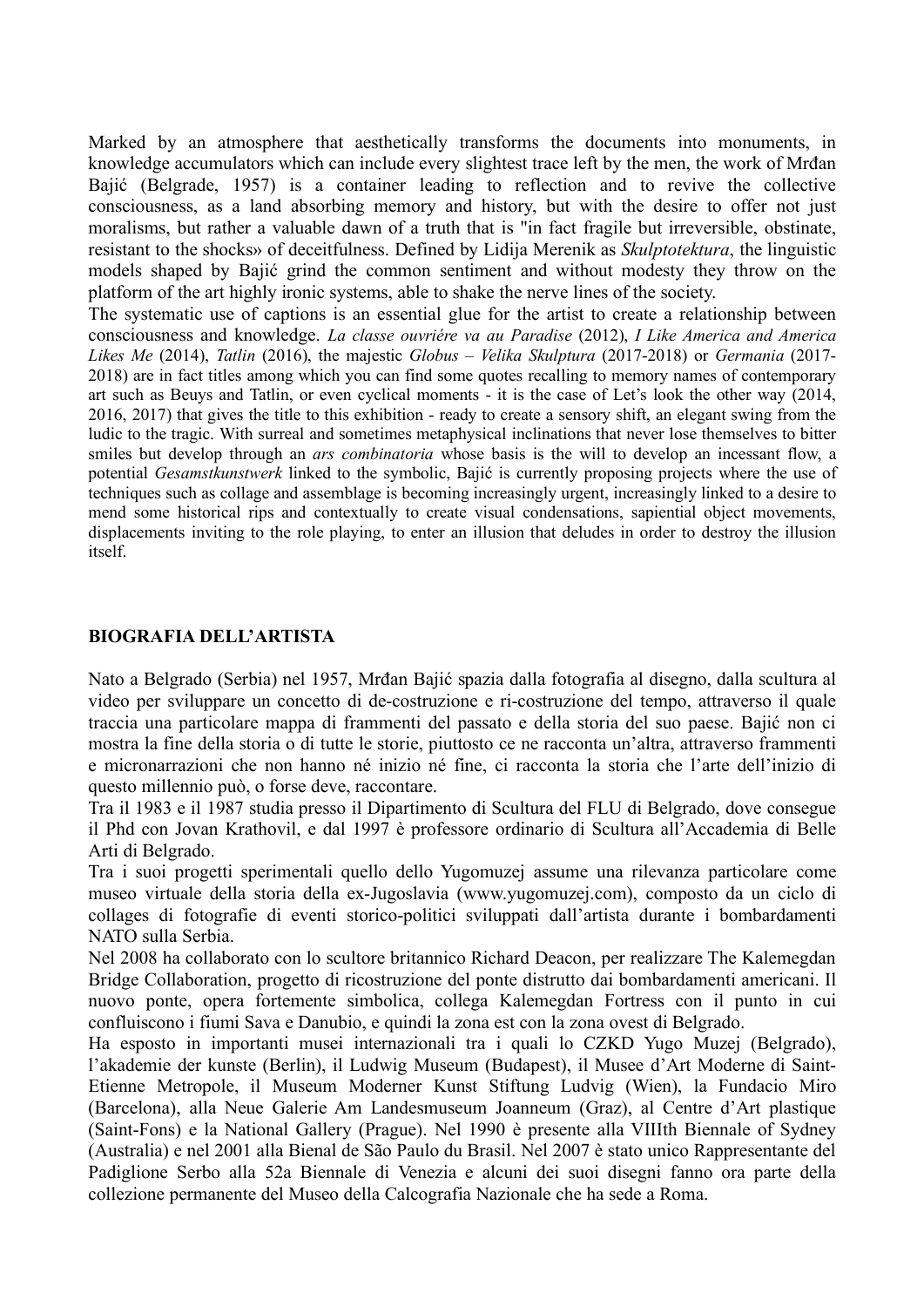Marked by an atmosphere that aesthetically transforms the documents into monuments, in knowledge accumulators which can include every slightest trace left by the men, the work of Mrđan Bajić (Belgrade, 1957) is a container leading to reflection and to revive the collective consciousness, as a land absorbing memory and history, but with the desire to offer not just moralisms, but rather a valuable dawn of a truth that is "in fact fragile but irreversible, obstinate, resistant to the shocks» of deceitfulness. Defined by Lidija Merenik as *Skulptotektura*, the linguistic models shaped by Bajić grind the common sentiment and without modesty they throw on the platform of the art highly ironic systems, able to shake the nerve lines of the society.

The systematic use of captions is an essential glue for the artist to create a relationship between consciousness and knowledge. *La classe ouvriére va au Paradise* (2012), *I Like America and America Likes Me* (2014), *Tatlin* (2016), the majestic *Globus – Velika Skulptura* (2017-2018) or *Germania* (2017-2018) are in fact titles among which you can find some quotes recalling to memory names of contemporary art such as Beuys and Tatlin, or even cyclical moments - it is the case of Let's look the other way (2014, 2016, 2017) that gives the title to this exhibition - ready to create a sensory shift, an elegant swing from the ludic to the tragic. With surreal and sometimes metaphysical inclinations that never lose themselves to bitter smiles but develop through an *ars combinatoria* whose basis is the will to develop an incessant flow, a potential *Gesamstkunstwerk* linked to the symbolic, Bajić is currently proposing projects where the use of techniques such as collage and assemblage is becoming increasingly urgent, increasingly linked to a desire to mend some historical rips and contextually to create visual condensations, sapiential object movements, displacements inviting to the role playing, to enter an illusion that deludes in order to destroy the illusion itself.

## BIOGRAFIA DELL'ARTISTA

Nato a Belgrado (Serbia) nel 1957, Mrđan Bajić spazia dalla fotografia al disegno, dalla scultura al video per sviluppare un concetto di de-costruzione e ri-costruzione del tempo, attraverso il quale traccia una particolare mappa di frammenti del passato e della storia del suo paese. Bajić non ci mostra la fine della storia o di tutte le storie, piuttosto ce ne racconta un'altra, attraverso frammenti e micronarrazioni che non hanno né inizio né fine, ci racconta la storia che l'arte dell'inizio di questo millennio può, o forse deve, raccontare.

Tra il 1983 e il 1987 studia presso il Dipartimento di Scultura del FLU di Belgrado, dove consegue il Phd con Jovan Krathovil, e dal 1997 è professore ordinario di Scultura all'Accademia di Belle Arti di Belgrado.

Tra i suoi progetti sperimentali quello dello Yugomuzej assume una rilevanza particolare come museo virtuale della storia della ex-Jugoslavia (www.yugomuzej.com), composto da un ciclo di collages di fotografie di eventi storico-politici sviluppati dall'artista durante i bombardamenti NATO sulla Serbia.

Nel 2008 ha collaborato con lo scultore britannico Richard Deacon, per realizzare The Kalemegdan Bridge Collaboration, progetto di ricostruzione del ponte distrutto dai bombardamenti americani. Il nuovo ponte, opera fortemente simbolica, collega Kalemegdan Fortress con il punto in cui confluiscono i fiumi Sava e Danubio, e quindi la zona est con la zona ovest di Belgrado.

Ha esposto in importanti musei internazionali tra i quali lo CZKD Yugo Muzej (Belgrado), l'akademie der kunste (Berlin), il Ludwig Museum (Budapest), il Musee d'Art Moderne di Saint-Etienne Metropole, il Museum Moderner Kunst Stiftung Ludvig (Wien), la Fundacio Miro (Barcelona), alla Neue Galerie Am Landesmuseum Joanneum (Graz), al Centre d'Art plastique (Saint-Fons) e la National Gallery (Prague). Nel 1990 è presente alla VIIIth Biennale of Sydney (Australia) e nel 2001 alla Bienal de São Paulo du Brasil. Nel 2007 è stato unico Rappresentante del Padiglione Serbo alla 52a Biennale di Venezia e alcuni dei suoi disegni fanno ora parte della collezione permanente del Museo della Calcografia Nazionale che ha sede a Roma.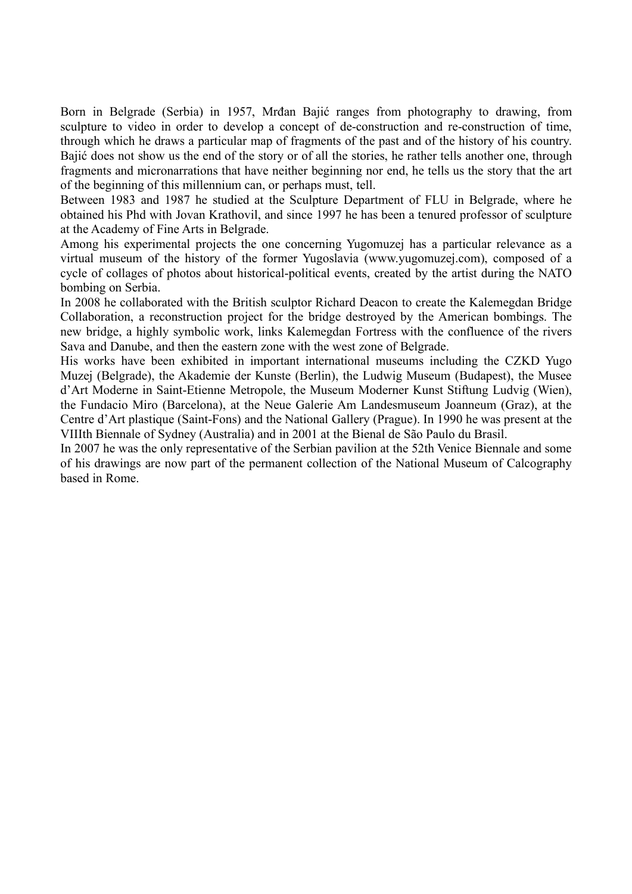Born in Belgrade (Serbia) in 1957, Mrđan Bajić ranges from photography to drawing, from sculpture to video in order to develop a concept of de-construction and re-construction of time, through which he draws a particular map of fragments of the past and of the history of his country. Bajić does not show us the end of the story or of all the stories, he rather tells another one, through fragments and micronarrations that have neither beginning nor end, he tells us the story that the art of the beginning of this millennium can, or perhaps must, tell.

Between 1983 and 1987 he studied at the Sculpture Department of FLU in Belgrade, where he obtained his Phd with Jovan Krathovil, and since 1997 he has been a tenured professor of sculpture at the Academy of Fine Arts in Belgrade.

Among his experimental projects the one concerning Yugomuzej has a particular relevance as a virtual museum of the history of the former Yugoslavia (www.yugomuzej.com), composed of a cycle of collages of photos about historical-political events, created by the artist during the NATO bombing on Serbia.

In 2008 he collaborated with the British sculptor Richard Deacon to create the Kalemegdan Bridge Collaboration, a reconstruction project for the bridge destroyed by the American bombings. The new bridge, a highly symbolic work, links Kalemegdan Fortress with the confluence of the rivers Sava and Danube, and then the eastern zone with the west zone of Belgrade.

His works have been exhibited in important international museums including the CZKD Yugo Muzej (Belgrade), the Akademie der Kunste (Berlin), the Ludwig Museum (Budapest), the Musee d'Art Moderne in Saint-Etienne Metropole, the Museum Moderner Kunst Stiftung Ludvig (Wien), the Fundacio Miro (Barcelona), at the Neue Galerie Am Landesmuseum Joanneum (Graz), at the Centre d'Art plastique (Saint-Fons) and the National Gallery (Prague). In 1990 he was present at the VIIIth Biennale of Sydney (Australia) and in 2001 at the Bienal de São Paulo du Brasil.

In 2007 he was the only representative of the Serbian pavilion at the 52th Venice Biennale and some of his drawings are now part of the permanent collection of the National Museum of Calcography based in Rome.